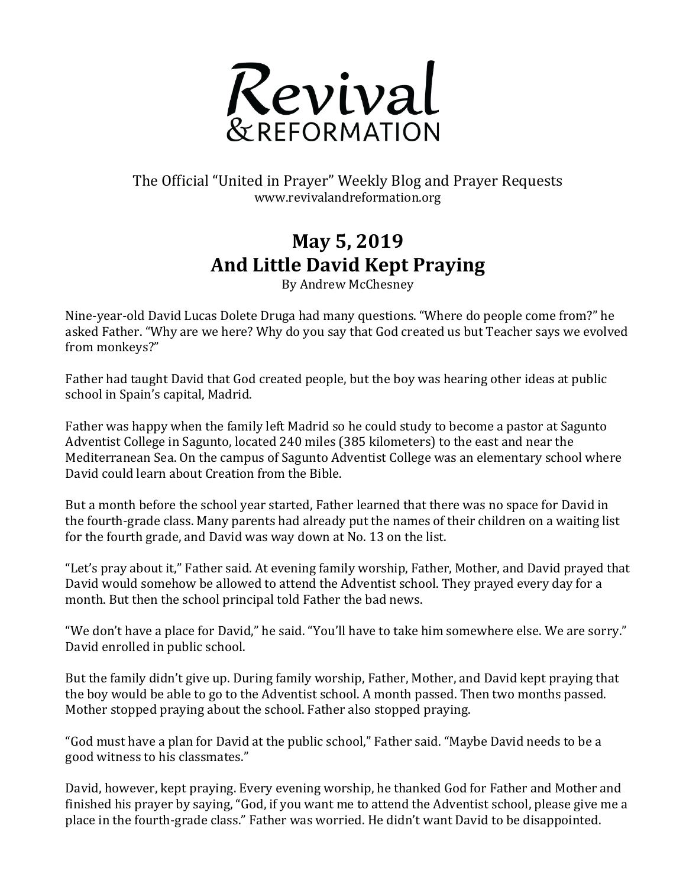# Revival & REFORMATION

The Official "United in Prayer" Weekly Blog and Prayer Requests
www.revivalandreformation.org

## May 5, 2019
## And Little David Kept Praying

By Andrew McChesney

Nine-year-old David Lucas Dolete Druga had many questions. "Where do people come from?" he asked Father. "Why are we here? Why do you say that God created us but Teacher says we evolved from monkeys?"

Father had taught David that God created people, but the boy was hearing other ideas at public school in Spain's capital, Madrid.

Father was happy when the family left Madrid so he could study to become a pastor at Sagunto Adventist College in Sagunto, located 240 miles (385 kilometers) to the east and near the Mediterranean Sea. On the campus of Sagunto Adventist College was an elementary school where David could learn about Creation from the Bible.

But a month before the school year started, Father learned that there was no space for David in the fourth-grade class. Many parents had already put the names of their children on a waiting list for the fourth grade, and David was way down at No. 13 on the list.

"Let's pray about it," Father said. At evening family worship, Father, Mother, and David prayed that David would somehow be allowed to attend the Adventist school. They prayed every day for a month. But then the school principal told Father the bad news.

"We don't have a place for David," he said. "You'll have to take him somewhere else. We are sorry." David enrolled in public school.

But the family didn't give up. During family worship, Father, Mother, and David kept praying that the boy would be able to go to the Adventist school. A month passed. Then two months passed. Mother stopped praying about the school. Father also stopped praying.

"God must have a plan for David at the public school," Father said. "Maybe David needs to be a good witness to his classmates."

David, however, kept praying. Every evening worship, he thanked God for Father and Mother and finished his prayer by saying, "God, if you want me to attend the Adventist school, please give me a place in the fourth-grade class." Father was worried. He didn't want David to be disappointed.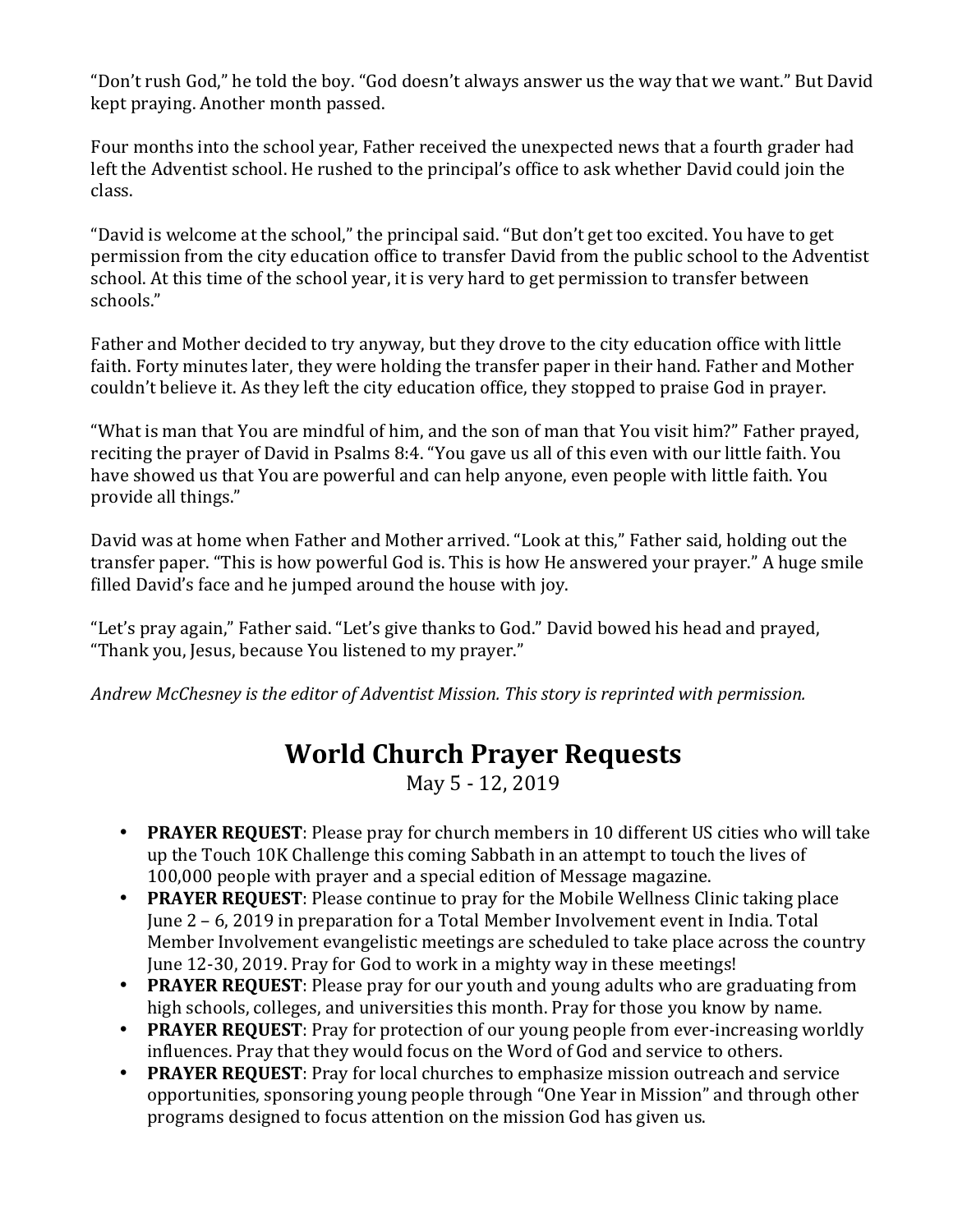"Don't rush God," he told the boy. "God doesn't always answer us the way that we want." But David kept praying. Another month passed.

Four months into the school year, Father received the unexpected news that a fourth grader had left the Adventist school. He rushed to the principal's office to ask whether David could join the class.

"David is welcome at the school," the principal said. "But don't get too excited. You have to get permission from the city education office to transfer David from the public school to the Adventist school. At this time of the school year, it is very hard to get permission to transfer between schools."

Father and Mother decided to try anyway, but they drove to the city education office with little faith. Forty minutes later, they were holding the transfer paper in their hand. Father and Mother couldn't believe it. As they left the city education office, they stopped to praise God in prayer.

"What is man that You are mindful of him, and the son of man that You visit him?" Father prayed, reciting the prayer of David in Psalms 8:4. "You gave us all of this even with our little faith. You have showed us that You are powerful and can help anyone, even people with little faith. You provide all things."

David was at home when Father and Mother arrived. "Look at this," Father said, holding out the transfer paper. "This is how powerful God is. This is how He answered your prayer." A huge smile filled David's face and he jumped around the house with joy.

"Let's pray again," Father said. "Let's give thanks to God." David bowed his head and prayed, "Thank you, Jesus, because You listened to my prayer."

*Andrew McChesney is the editor of Adventist Mission. This story is reprinted with permission.*

## World Church Prayer Requests

May 5 - 12, 2019

- **PRAYER REQUEST**: Please pray for church members in 10 different US cities who will take up the Touch 10K Challenge this coming Sabbath in an attempt to touch the lives of 100,000 people with prayer and a special edition of Message magazine.
- **PRAYER REQUEST**: Please continue to pray for the Mobile Wellness Clinic taking place June 2 – 6, 2019 in preparation for a Total Member Involvement event in India. Total Member Involvement evangelistic meetings are scheduled to take place across the country June 12-30, 2019. Pray for God to work in a mighty way in these meetings!
- **PRAYER REQUEST**: Please pray for our youth and young adults who are graduating from high schools, colleges, and universities this month. Pray for those you know by name.
- **PRAYER REQUEST**: Pray for protection of our young people from ever-increasing worldly influences. Pray that they would focus on the Word of God and service to others.
- **PRAYER REQUEST**: Pray for local churches to emphasize mission outreach and service opportunities, sponsoring young people through "One Year in Mission" and through other programs designed to focus attention on the mission God has given us.